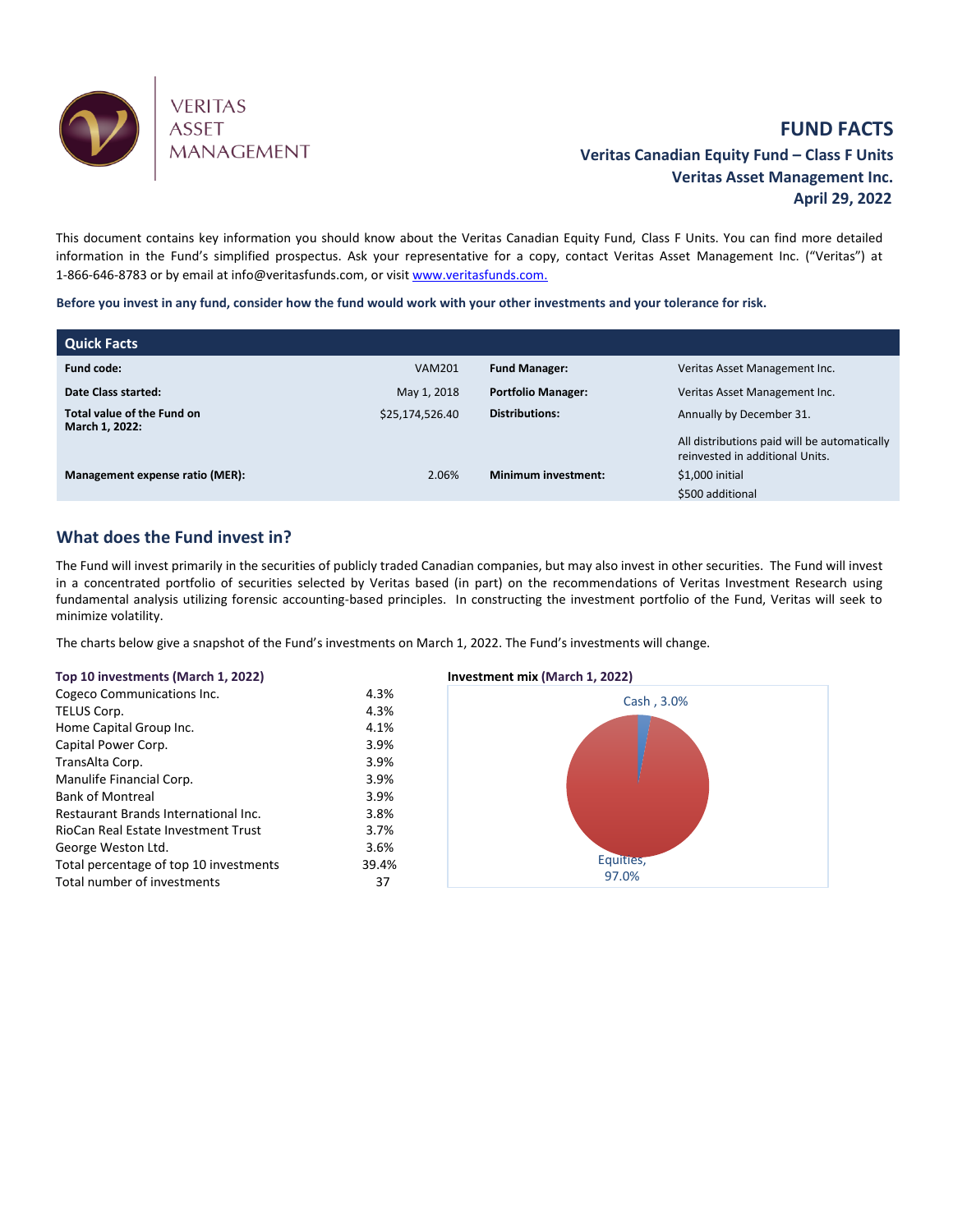VERITAS ASSET MANAGEMENT

# FUND FACTS

**Veritas Canadian Equity Fund – Class F Units**
**Veritas Asset Management Inc.**
**April 29, 2022**

This document contains key information you should know about the Veritas Canadian Equity Fund, Class F Units. You can find more detailed information in the Fund's simplified prospectus. Ask your representative for a copy, contact Veritas Asset Management Inc. ("Veritas") at 1-866-646-8783 or by email at info@veritasfunds.com, or visit www.veritasfunds.com.

**Before you invest in any fund, consider how the fund would work with your other investments and your tolerance for risk.**

## Quick Facts

| | | | |
|---|---|---|---|
| **Fund code:** | VAM201 | **Fund Manager:** | Veritas Asset Management Inc. |
| **Date Class started:** | May 1, 2018 | **Portfolio Manager:** | Veritas Asset Management Inc. |
| **Total value of the Fund on March 1, 2022:** | $25,174,526.40 | **Distributions:** | Annually by December 31. All distributions paid will be automatically reinvested in additional Units. |
| **Management expense ratio (MER):** | 2.06% | **Minimum investment:** | $1,000 initial<br>$500 additional |

## What does the Fund invest in?

The Fund will invest primarily in the securities of publicly traded Canadian companies, but may also invest in other securities. The Fund will invest in a concentrated portfolio of securities selected by Veritas based (in part) on the recommendations of Veritas Investment Research using fundamental analysis utilizing forensic accounting-based principles. In constructing the investment portfolio of the Fund, Veritas will seek to minimize volatility.

The charts below give a snapshot of the Fund's investments on March 1, 2022. The Fund's investments will change.

**Top 10 investments (March 1, 2022)**

| | |
|---|---|
| Cogeco Communications Inc. | 4.3% |
| TELUS Corp. | 4.3% |
| Home Capital Group Inc. | 4.1% |
| Capital Power Corp. | 3.9% |
| TransAlta Corp. | 3.9% |
| Manulife Financial Corp. | 3.9% |
| Bank of Montreal | 3.9% |
| Restaurant Brands International Inc. | 3.8% |
| RioCan Real Estate Investment Trust | 3.7% |
| George Weston Ltd. | 3.6% |
| Total percentage of top 10 investments | 39.4% |
| Total number of investments | 37 |

**Investment mix (March 1, 2022)**

Cash, 3.0%
Equities, 97.0%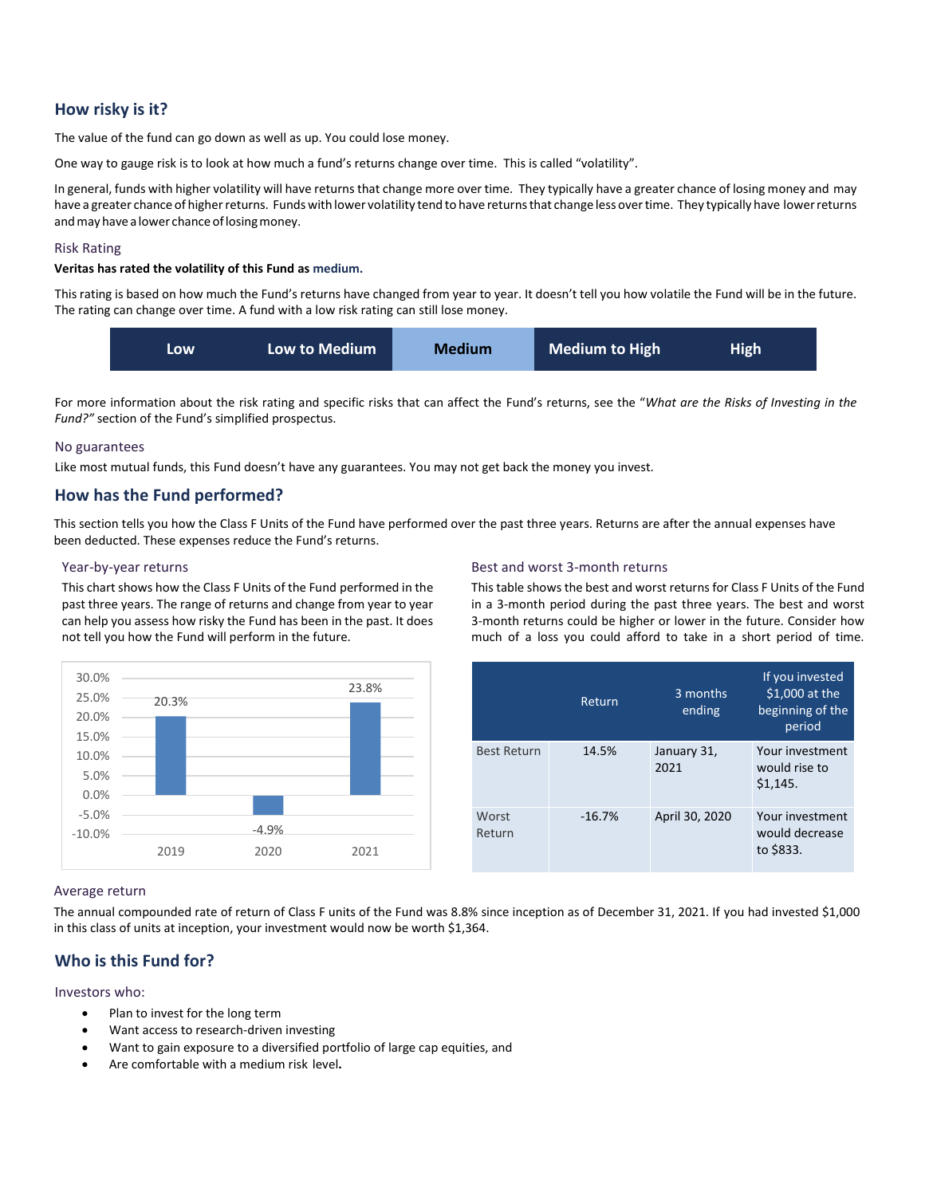## How risky is it?

The value of the fund can go down as well as up. You could lose money.

One way to gauge risk is to look at how much a fund's returns change over time. This is called "volatility".

In general, funds with higher volatility will have returns that change more over time. They typically have a greater chance of losing money and may have a greater chance of higher returns. Funds with lower volatility tend to have returns that change less over time. They typically have lower returns and may have a lower chance of losing money.

### Risk Rating

**Veritas has rated the volatility of this Fund as medium.**

This rating is based on how much the Fund's returns have changed from year to year. It doesn't tell you how volatile the Fund will be in the future. The rating can change over time. A fund with a low risk rating can still lose money.

| Low | Low to Medium | **Medium** | Medium to High | High |
|---|---|---|---|---|

For more information about the risk rating and specific risks that can affect the Fund's returns, see the "*What are the Risks of Investing in the Fund?"* section of the Fund's simplified prospectus.

### No guarantees

Like most mutual funds, this Fund doesn't have any guarantees. You may not get back the money you invest.

## How has the Fund performed?

This section tells you how the Class F Units of the Fund have performed over the past three years. Returns are after the annual expenses have been deducted. These expenses reduce the Fund's returns.

### Year-by-year returns

This chart shows how the Class F Units of the Fund performed in the past three years. The range of returns and change from year to year can help you assess how risky the Fund has been in the past. It does not tell you how the Fund will perform in the future.

| Year | Return |
|---|---|
| 2019 | 20.3% |
| 2020 | -4.9% |
| 2021 | 23.8% |

### Best and worst 3-month returns

This table shows the best and worst returns for Class F Units of the Fund in a 3-month period during the past three years. The best and worst 3-month returns could be higher or lower in the future. Consider how much of a loss you could afford to take in a short period of time.

| | Return | 3 months ending | If you invested $1,000 at the beginning of the period |
|---|---|---|---|
| Best Return | 14.5% | January 31, 2021 | Your investment would rise to $1,145. |
| Worst Return | -16.7% | April 30, 2020 | Your investment would decrease to $833. |

### Average return

The annual compounded rate of return of Class F units of the Fund was 8.8% since inception as of December 31, 2021. If you had invested $1,000 in this class of units at inception, your investment would now be worth $1,364.

## Who is this Fund for?

Investors who:

- Plan to invest for the long term
- Want access to research-driven investing
- Want to gain exposure to a diversified portfolio of large cap equities, and
- Are comfortable with a medium risk level.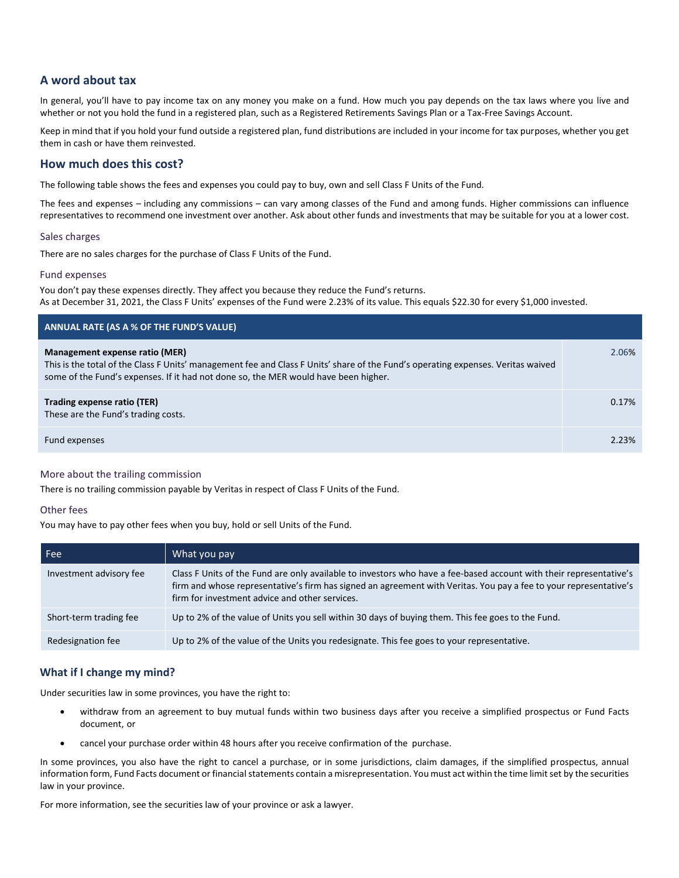## A word about tax

In general, you'll have to pay income tax on any money you make on a fund. How much you pay depends on the tax laws where you live and whether or not you hold the fund in a registered plan, such as a Registered Retirements Savings Plan or a Tax-Free Savings Account.

Keep in mind that if you hold your fund outside a registered plan, fund distributions are included in your income for tax purposes, whether you get them in cash or have them reinvested.

## How much does this cost?

The following table shows the fees and expenses you could pay to buy, own and sell Class F Units of the Fund.

The fees and expenses – including any commissions – can vary among classes of the Fund and among funds. Higher commissions can influence representatives to recommend one investment over another. Ask about other funds and investments that may be suitable for you at a lower cost.

### Sales charges

There are no sales charges for the purchase of Class F Units of the Fund.

### Fund expenses

You don't pay these expenses directly. They affect you because they reduce the Fund's returns.
As at December 31, 2021, the Class F Units' expenses of the Fund were 2.23% of its value. This equals $22.30 for every $1,000 invested.

| ANNUAL RATE (AS A % OF THE FUND'S VALUE) | |
|---|---|
| **Management expense ratio (MER)**<br>This is the total of the Class F Units' management fee and Class F Units' share of the Fund's operating expenses. Veritas waived some of the Fund's expenses. If it had not done so, the MER would have been higher. | 2.06% |
| **Trading expense ratio (TER)**<br>These are the Fund's trading costs. | 0.17% |
| Fund expenses | 2.23% |

### More about the trailing commission

There is no trailing commission payable by Veritas in respect of Class F Units of the Fund.

### Other fees

You may have to pay other fees when you buy, hold or sell Units of the Fund.

| Fee | What you pay |
|---|---|
| Investment advisory fee | Class F Units of the Fund are only available to investors who have a fee-based account with their representative's firm and whose representative's firm has signed an agreement with Veritas. You pay a fee to your representative's firm for investment advice and other services. |
| Short-term trading fee | Up to 2% of the value of Units you sell within 30 days of buying them. This fee goes to the Fund. |
| Redesignation fee | Up to 2% of the value of the Units you redesignate. This fee goes to your representative. |

## What if I change my mind?

Under securities law in some provinces, you have the right to:

- withdraw from an agreement to buy mutual funds within two business days after you receive a simplified prospectus or Fund Facts document, or
- cancel your purchase order within 48 hours after you receive confirmation of the purchase.

In some provinces, you also have the right to cancel a purchase, or in some jurisdictions, claim damages, if the simplified prospectus, annual information form, Fund Facts document or financial statements contain a misrepresentation. You must act within the time limit set by the securities law in your province.

For more information, see the securities law of your province or ask a lawyer.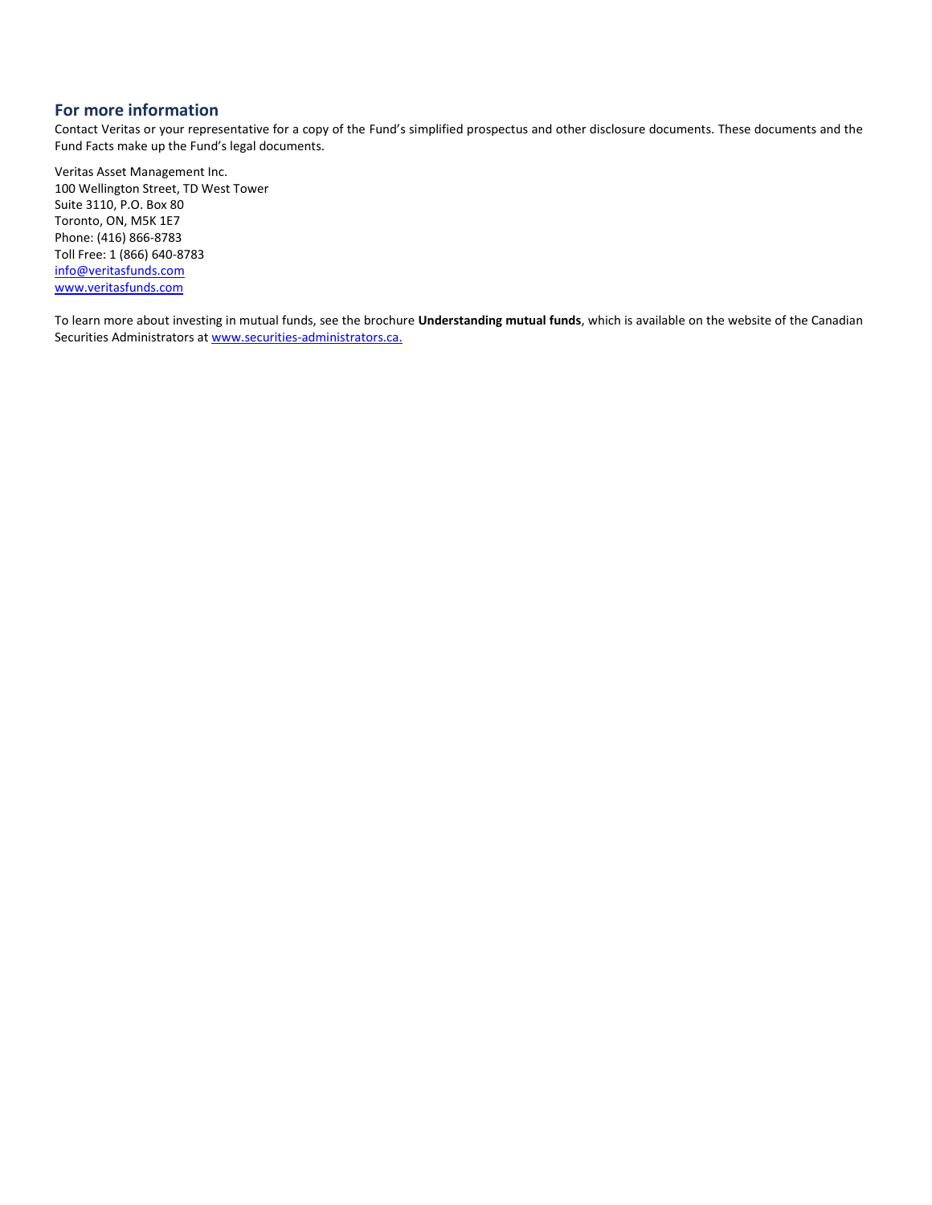## For more information

Contact Veritas or your representative for a copy of the Fund's simplified prospectus and other disclosure documents. These documents and the Fund Facts make up the Fund's legal documents.

Veritas Asset Management Inc.
100 Wellington Street, TD West Tower
Suite 3110, P.O. Box 80
Toronto, ON, M5K 1E7
Phone: (416) 866-8783
Toll Free: 1 (866) 640-8783
info@veritasfunds.com
www.veritasfunds.com

To learn more about investing in mutual funds, see the brochure **Understanding mutual funds**, which is available on the website of the Canadian Securities Administrators at www.securities-administrators.ca.